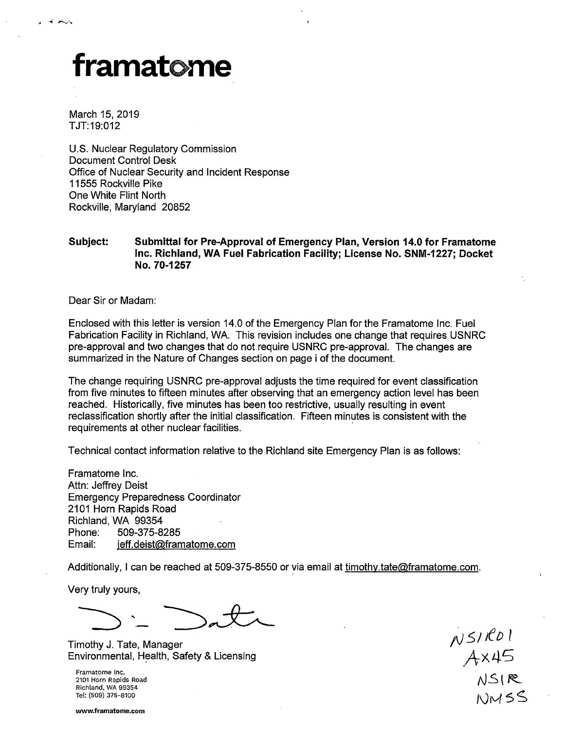# framatome

March 15, 2019
TJT:19:012

U.S. Nuclear Regulatory Commission
Document Control Desk
Office of Nuclear Security and Incident Response
11555 Rockville Pike
One White Flint North
Rockville, Maryland 20852

**Subject: Submittal for Pre-Approval of Emergency Plan, Version 14.0 for Framatome Inc. Richland, WA Fuel Fabrication Facility; License No. SNM-1227; Docket No. 70-1257**

Dear Sir or Madam:

Enclosed with this letter is version 14.0 of the Emergency Plan for the Framatome Inc. Fuel Fabrication Facility in Richland, WA. This revision includes one change that requires USNRC pre-approval and two changes that do not require USNRC pre-approval. The changes are summarized in the Nature of Changes section on page i of the document.

The change requiring USNRC pre-approval adjusts the time required for event classification from five minutes to fifteen minutes after observing that an emergency action level has been reached. Historically, five minutes has been too restrictive, usually resulting in event reclassification shortly after the initial classification. Fifteen minutes is consistent with the requirements at other nuclear facilities.

Technical contact information relative to the Richland site Emergency Plan is as follows:

Framatome Inc.
Attn: Jeffrey Deist
Emergency Preparedness Coordinator
2101 Horn Rapids Road
Richland, WA 99354
Phone: 509-375-8285
Email: jeff.deist@framatome.com

Additionally, I can be reached at 509-375-8550 or via email at timothy.tate@framatome.com.

Very truly yours,

Timothy J. Tate, Manager
Environmental, Health, Safety & Licensing

NSIR01
AX45
NSIR
NMSS

Framatome Inc.
2101 Horn Rapids Road
Richland, WA 99354
Tel: (509) 375-8100

www.framatome.com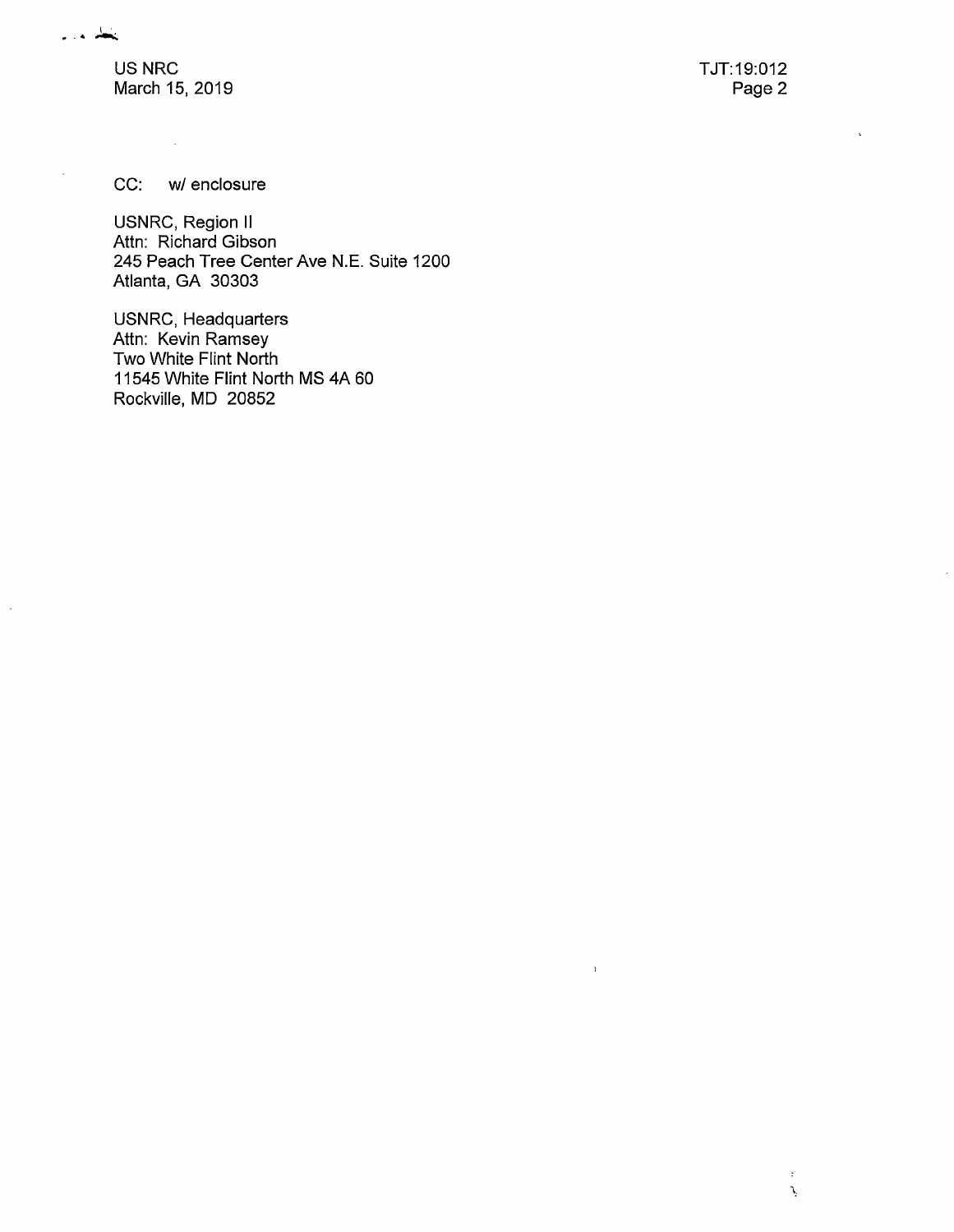CC: w/ enclosure

USNRC, Region II
Attn: Richard Gibson
245 Peach Tree Center Ave N.E. Suite 1200
Atlanta, GA 30303

USNRC, Headquarters
Attn: Kevin Ramsey
Two White Flint North
11545 White Flint North MS 4A 60
Rockville, MD 20852